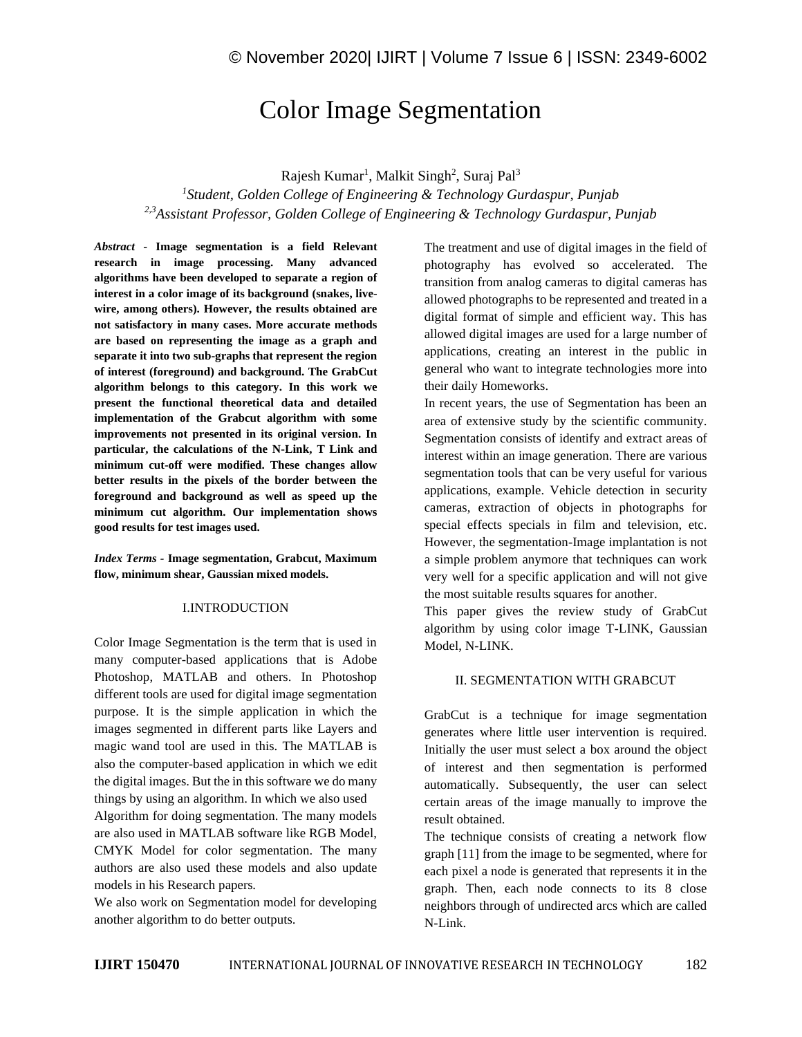# Color Image Segmentation

Rajesh Kumar[1], Malkit Singh[2], Suraj Pal[3]

[1]*Student, Golden College of Engineering & Technology Gurdaspur, Punjab*

[2,3]*Assistant Professor, Golden College of Engineering & Technology Gurdaspur, Punjab*

***Abstract*** - **Image segmentation is a field Relevant research in image processing. Many advanced algorithms have been developed to separate a region of interest in a color image of its background (snakes, live-wire, among others). However, the results obtained are not satisfactory in many cases. More accurate methods are based on representing the image as a graph and separate it into two sub-graphs that represent the region of interest (foreground) and background. The GrabCut algorithm belongs to this category. In this work we present the functional theoretical data and detailed implementation of the Grabcut algorithm with some improvements not presented in its original version. In particular, the calculations of the N-Link, T Link and minimum cut-off were modified. These changes allow better results in the pixels of the border between the foreground and background as well as speed up the minimum cut algorithm. Our implementation shows good results for test images used.**

***Index Terms*** - **Image segmentation, Grabcut, Maximum flow, minimum shear, Gaussian mixed models.**

## I.INTRODUCTION

Color Image Segmentation is the term that is used in many computer-based applications that is Adobe Photoshop, MATLAB and others. In Photoshop different tools are used for digital image segmentation purpose. It is the simple application in which the images segmented in different parts like Layers and magic wand tool are used in this. The MATLAB is also the computer-based application in which we edit the digital images. But the in this software we do many things by using an algorithm. In which we also used Algorithm for doing segmentation. The many models are also used in MATLAB software like RGB Model, CMYK Model for color segmentation. The many authors are also used these models and also update models in his Research papers.

We also work on Segmentation model for developing another algorithm to do better outputs.

The treatment and use of digital images in the field of photography has evolved so accelerated. The transition from analog cameras to digital cameras has allowed photographs to be represented and treated in a digital format of simple and efficient way. This has allowed digital images are used for a large number of applications, creating an interest in the public in general who want to integrate technologies more into their daily Homeworks.

In recent years, the use of Segmentation has been an area of extensive study by the scientific community. Segmentation consists of identify and extract areas of interest within an image generation. There are various segmentation tools that can be very useful for various applications, example. Vehicle detection in security cameras, extraction of objects in photographs for special effects specials in film and television, etc. However, the segmentation-Image implantation is not a simple problem anymore that techniques can work very well for a specific application and will not give the most suitable results squares for another.

This paper gives the review study of GrabCut algorithm by using color image T-LINK, Gaussian Model, N-LINK.

## II. SEGMENTATION WITH GRABCUT

GrabCut is a technique for image segmentation generates where little user intervention is required. Initially the user must select a box around the object of interest and then segmentation is performed automatically. Subsequently, the user can select certain areas of the image manually to improve the result obtained.

The technique consists of creating a network flow graph [11] from the image to be segmented, where for each pixel a node is generated that represents it in the graph. Then, each node connects to its 8 close neighbors through of undirected arcs which are called N-Link.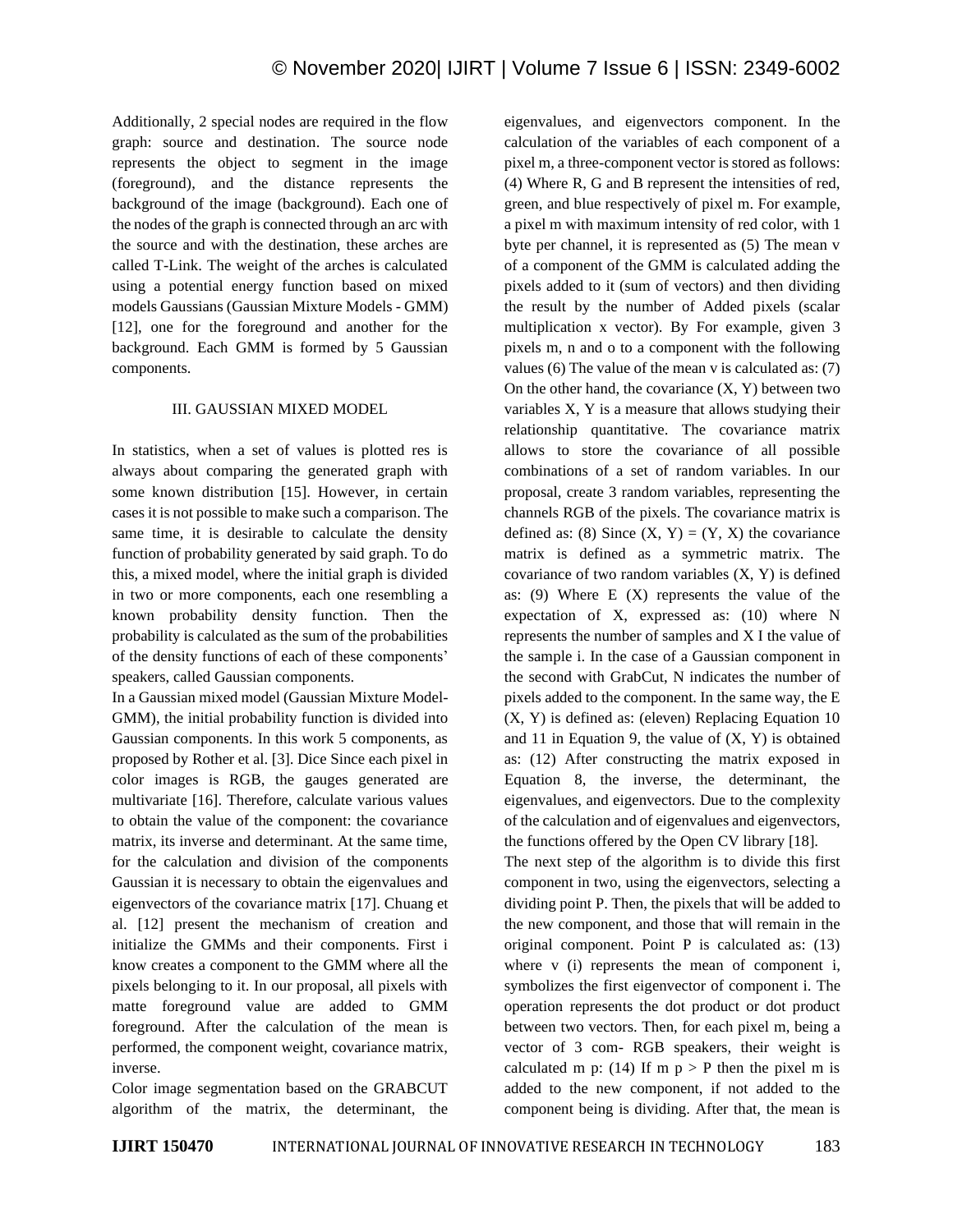Additionally, 2 special nodes are required in the flow graph: source and destination. The source node represents the object to segment in the image (foreground), and the distance represents the background of the image (background). Each one of the nodes of the graph is connected through an arc with the source and with the destination, these arches are called T-Link. The weight of the arches is calculated using a potential energy function based on mixed models Gaussians (Gaussian Mixture Models - GMM) [12], one for the foreground and another for the background. Each GMM is formed by 5 Gaussian components.

## III. GAUSSIAN MIXED MODEL

In statistics, when a set of values is plotted res is always about comparing the generated graph with some known distribution [15]. However, in certain cases it is not possible to make such a comparison. The same time, it is desirable to calculate the density function of probability generated by said graph. To do this, a mixed model, where the initial graph is divided in two or more components, each one resembling a known probability density function. Then the probability is calculated as the sum of the probabilities of the density functions of each of these components' speakers, called Gaussian components.

In a Gaussian mixed model (Gaussian Mixture Model-GMM), the initial probability function is divided into Gaussian components. In this work 5 components, as proposed by Rother et al. [3]. Dice Since each pixel in color images is RGB, the gauges generated are multivariate [16]. Therefore, calculate various values to obtain the value of the component: the covariance matrix, its inverse and determinant. At the same time, for the calculation and division of the components Gaussian it is necessary to obtain the eigenvalues and eigenvectors of the covariance matrix [17]. Chuang et al. [12] present the mechanism of creation and initialize the GMMs and their components. First i know creates a component to the GMM where all the pixels belonging to it. In our proposal, all pixels with matte foreground value are added to GMM foreground. After the calculation of the mean is performed, the component weight, covariance matrix, inverse.

Color image segmentation based on the GRABCUT algorithm of the matrix, the determinant, the eigenvalues, and eigenvectors component. In the calculation of the variables of each component of a pixel m, a three-component vector is stored as follows: (4) Where R, G and B represent the intensities of red, green, and blue respectively of pixel m. For example, a pixel m with maximum intensity of red color, with 1 byte per channel, it is represented as (5) The mean v of a component of the GMM is calculated adding the pixels added to it (sum of vectors) and then dividing the result by the number of Added pixels (scalar multiplication x vector). By For example, given 3 pixels m, n and o to a component with the following values (6) The value of the mean v is calculated as: (7) On the other hand, the covariance (X, Y) between two variables X, Y is a measure that allows studying their relationship quantitative. The covariance matrix allows to store the covariance of all possible combinations of a set of random variables. In our proposal, create 3 random variables, representing the channels RGB of the pixels. The covariance matrix is defined as: (8) Since (X, Y) = (Y, X) the covariance matrix is defined as a symmetric matrix. The covariance of two random variables (X, Y) is defined as: (9) Where E (X) represents the value of the expectation of X, expressed as: (10) where N represents the number of samples and X I the value of the sample i. In the case of a Gaussian component in the second with GrabCut, N indicates the number of pixels added to the component. In the same way, the E (X, Y) is defined as: (eleven) Replacing Equation 10 and 11 in Equation 9, the value of (X, Y) is obtained as: (12) After constructing the matrix exposed in Equation 8, the inverse, the determinant, the eigenvalues, and eigenvectors. Due to the complexity of the calculation and of eigenvalues and eigenvectors, the functions offered by the Open CV library [18].

The next step of the algorithm is to divide this first component in two, using the eigenvectors, selecting a dividing point P. Then, the pixels that will be added to the new component, and those that will remain in the original component. Point P is calculated as: (13) where v (i) represents the mean of component i, symbolizes the first eigenvector of component i. The operation represents the dot product or dot product between two vectors. Then, for each pixel m, being a vector of 3 com- RGB speakers, their weight is calculated m p: (14) If m p > P then the pixel m is added to the new component, if not added to the component being is dividing. After that, the mean is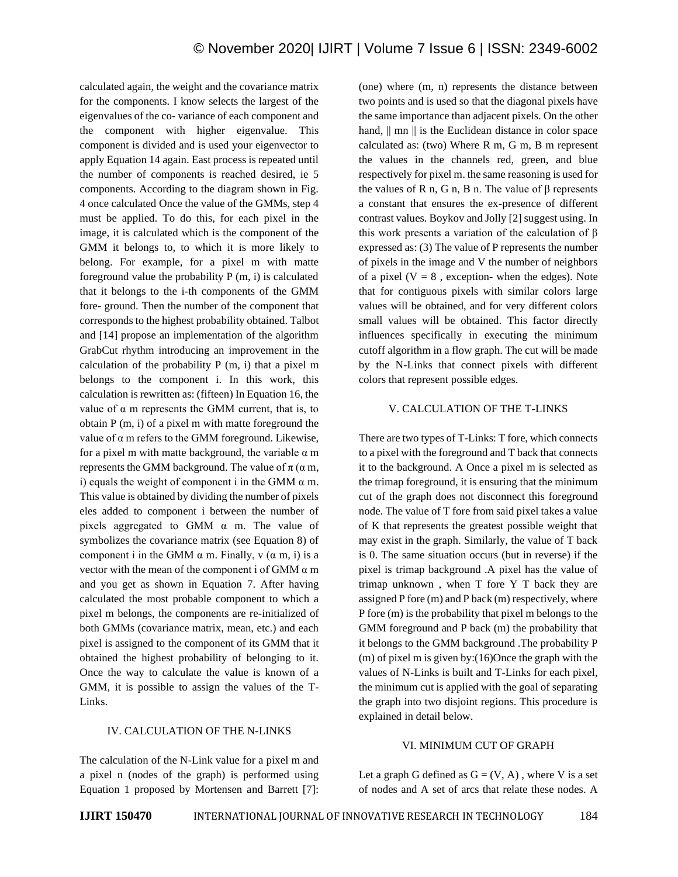calculated again, the weight and the covariance matrix for the components. I know selects the largest of the eigenvalues of the co- variance of each component and the component with higher eigenvalue. This component is divided and is used your eigenvector to apply Equation 14 again. East process is repeated until the number of components is reached desired, ie 5 components. According to the diagram shown in Fig. 4 once calculated Once the value of the GMMs, step 4 must be applied. To do this, for each pixel in the image, it is calculated which is the component of the GMM it belongs to, to which it is more likely to belong. For example, for a pixel m with matte foreground value the probability P (m, i) is calculated that it belongs to the i-th components of the GMM fore- ground. Then the number of the component that corresponds to the highest probability obtained. Talbot and [14] propose an implementation of the algorithm GrabCut rhythm introducing an improvement in the calculation of the probability P (m, i) that a pixel m belongs to the component i. In this work, this calculation is rewritten as: (fifteen) In Equation 16, the value of α m represents the GMM current, that is, to obtain P (m, i) of a pixel m with matte foreground the value of α m refers to the GMM foreground. Likewise, for a pixel m with matte background, the variable α m represents the GMM background. The value of π (α m, i) equals the weight of component i in the GMM α m. This value is obtained by dividing the number of pixels eles added to component i between the number of pixels aggregated to GMM α m. The value of symbolizes the covariance matrix (see Equation 8) of component i in the GMM α m. Finally, v (α m, i) is a vector with the mean of the component i of GMM α m and you get as shown in Equation 7. After having calculated the most probable component to which a pixel m belongs, the components are re-initialized of both GMMs (covariance matrix, mean, etc.) and each pixel is assigned to the component of its GMM that it obtained the highest probability of belonging to it. Once the way to calculate the value is known of a GMM, it is possible to assign the values of the T-Links.

## IV. CALCULATION OF THE N-LINKS

The calculation of the N-Link value for a pixel m and a pixel n (nodes of the graph) is performed using Equation 1 proposed by Mortensen and Barrett [7]: (one) where (m, n) represents the distance between two points and is used so that the diagonal pixels have the same importance than adjacent pixels. On the other hand, ‖ mn ‖ is the Euclidean distance in color space calculated as: (two) Where R m, G m, B m represent the values in the channels red, green, and blue respectively for pixel m. the same reasoning is used for the values of R n, G n, B n. The value of β represents a constant that ensures the ex-presence of different contrast values. Boykov and Jolly [2] suggest using. In this work presents a variation of the calculation of β expressed as: (3) The value of P represents the number of pixels in the image and V the number of neighbors of a pixel (V = 8 , exception- when the edges). Note that for contiguous pixels with similar colors large values will be obtained, and for very different colors small values will be obtained. This factor directly influences specifically in executing the minimum cutoff algorithm in a flow graph. The cut will be made by the N-Links that connect pixels with different colors that represent possible edges.

## V. CALCULATION OF THE T-LINKS

There are two types of T-Links: T fore, which connects to a pixel with the foreground and T back that connects it to the background. A Once a pixel m is selected as the trimap foreground, it is ensuring that the minimum cut of the graph does not disconnect this foreground node. The value of T fore from said pixel takes a value of K that represents the greatest possible weight that may exist in the graph. Similarly, the value of T back is 0. The same situation occurs (but in reverse) if the pixel is trimap background .A pixel has the value of trimap unknown , when T fore Y T back they are assigned P fore (m) and P back (m) respectively, where P fore (m) is the probability that pixel m belongs to the GMM foreground and P back (m) the probability that it belongs to the GMM background .The probability P (m) of pixel m is given by:(16)Once the graph with the values of N-Links is built and T-Links for each pixel, the minimum cut is applied with the goal of separating the graph into two disjoint regions. This procedure is explained in detail below.

## VI. MINIMUM CUT OF GRAPH

Let a graph G defined as G = (V, A) , where V is a set of nodes and A set of arcs that relate these nodes. A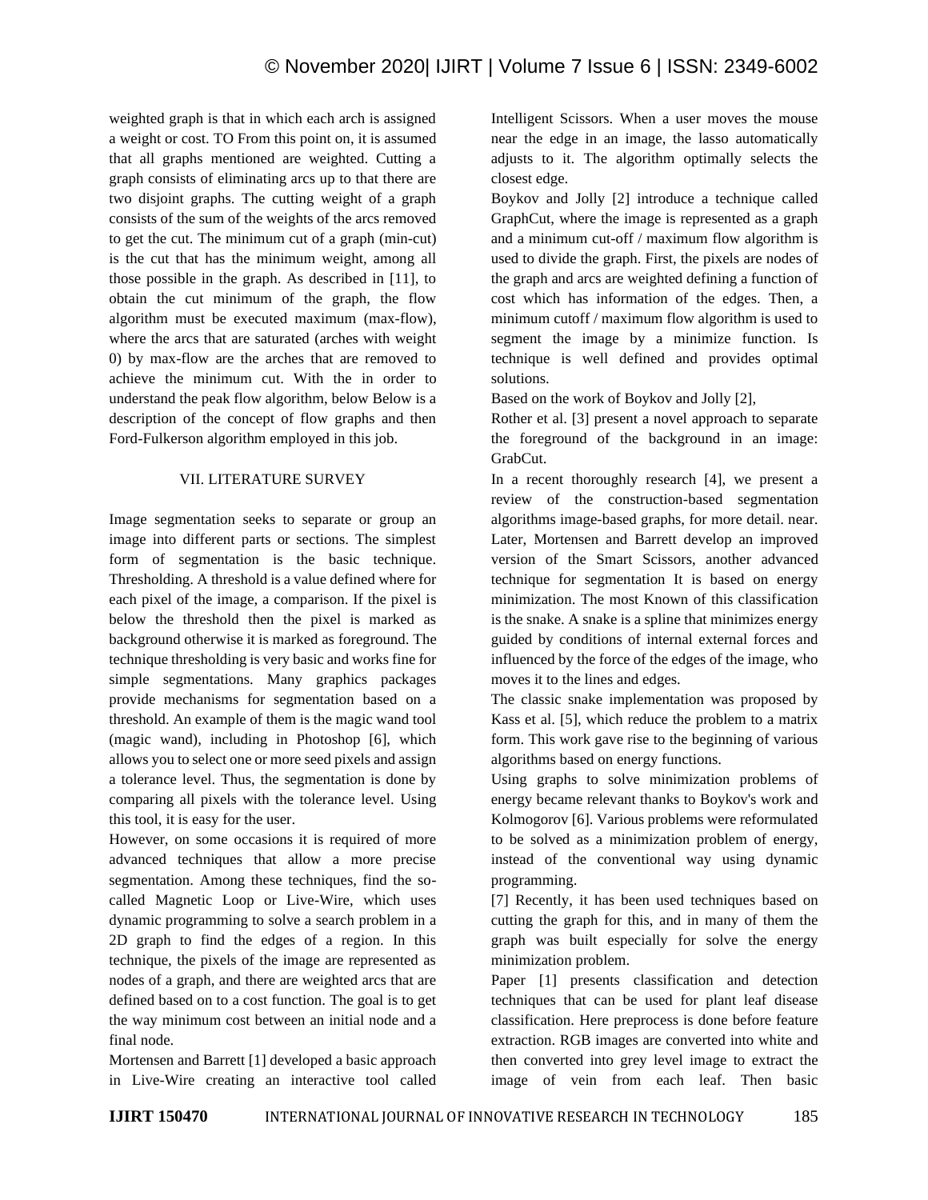weighted graph is that in which each arch is assigned a weight or cost. TO From this point on, it is assumed that all graphs mentioned are weighted. Cutting a graph consists of eliminating arcs up to that there are two disjoint graphs. The cutting weight of a graph consists of the sum of the weights of the arcs removed to get the cut. The minimum cut of a graph (min-cut) is the cut that has the minimum weight, among all those possible in the graph. As described in [11], to obtain the cut minimum of the graph, the flow algorithm must be executed maximum (max-flow), where the arcs that are saturated (arches with weight 0) by max-flow are the arches that are removed to achieve the minimum cut. With the in order to understand the peak flow algorithm, below Below is a description of the concept of flow graphs and then Ford-Fulkerson algorithm employed in this job.

## VII. LITERATURE SURVEY

Image segmentation seeks to separate or group an image into different parts or sections. The simplest form of segmentation is the basic technique. Thresholding. A threshold is a value defined where for each pixel of the image, a comparison. If the pixel is below the threshold then the pixel is marked as background otherwise it is marked as foreground. The technique thresholding is very basic and works fine for simple segmentations. Many graphics packages provide mechanisms for segmentation based on a threshold. An example of them is the magic wand tool (magic wand), including in Photoshop [6], which allows you to select one or more seed pixels and assign a tolerance level. Thus, the segmentation is done by comparing all pixels with the tolerance level. Using this tool, it is easy for the user.

However, on some occasions it is required of more advanced techniques that allow a more precise segmentation. Among these techniques, find the so-called Magnetic Loop or Live-Wire, which uses dynamic programming to solve a search problem in a 2D graph to find the edges of a region. In this technique, the pixels of the image are represented as nodes of a graph, and there are weighted arcs that are defined based on to a cost function. The goal is to get the way minimum cost between an initial node and a final node.

Mortensen and Barrett [1] developed a basic approach in Live-Wire creating an interactive tool called Intelligent Scissors. When a user moves the mouse near the edge in an image, the lasso automatically adjusts to it. The algorithm optimally selects the closest edge.

Boykov and Jolly [2] introduce a technique called GraphCut, where the image is represented as a graph and a minimum cut-off / maximum flow algorithm is used to divide the graph. First, the pixels are nodes of the graph and arcs are weighted defining a function of cost which has information of the edges. Then, a minimum cutoff / maximum flow algorithm is used to segment the image by a minimize function. Is technique is well defined and provides optimal solutions.

Based on the work of Boykov and Jolly [2],

Rother et al. [3] present a novel approach to separate the foreground of the background in an image: GrabCut.

In a recent thoroughly research [4], we present a review of the construction-based segmentation algorithms image-based graphs, for more detail. near. Later, Mortensen and Barrett develop an improved version of the Smart Scissors, another advanced technique for segmentation It is based on energy minimization. The most Known of this classification is the snake. A snake is a spline that minimizes energy guided by conditions of internal external forces and influenced by the force of the edges of the image, who moves it to the lines and edges.

The classic snake implementation was proposed by Kass et al. [5], which reduce the problem to a matrix form. This work gave rise to the beginning of various algorithms based on energy functions.

Using graphs to solve minimization problems of energy became relevant thanks to Boykov's work and Kolmogorov [6]. Various problems were reformulated to be solved as a minimization problem of energy, instead of the conventional way using dynamic programming.

[7] Recently, it has been used techniques based on cutting the graph for this, and in many of them the graph was built especially for solve the energy minimization problem.

Paper [1] presents classification and detection techniques that can be used for plant leaf disease classification. Here preprocess is done before feature extraction. RGB images are converted into white and then converted into grey level image to extract the image of vein from each leaf. Then basic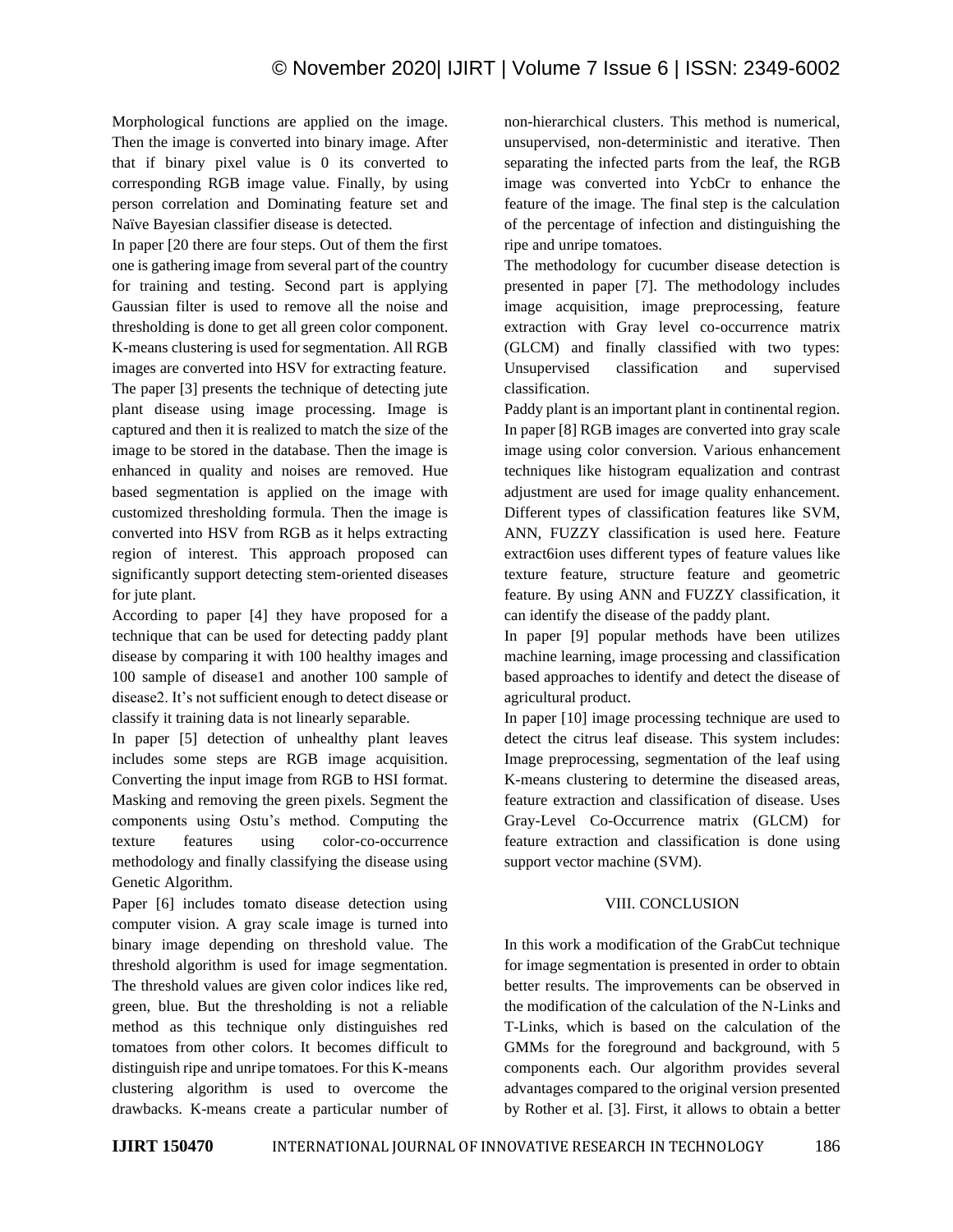Morphological functions are applied on the image. Then the image is converted into binary image. After that if binary pixel value is 0 its converted to corresponding RGB image value. Finally, by using person correlation and Dominating feature set and Naïve Bayesian classifier disease is detected.

In paper [20 there are four steps. Out of them the first one is gathering image from several part of the country for training and testing. Second part is applying Gaussian filter is used to remove all the noise and thresholding is done to get all green color component. K-means clustering is used for segmentation. All RGB images are converted into HSV for extracting feature.

The paper [3] presents the technique of detecting jute plant disease using image processing. Image is captured and then it is realized to match the size of the image to be stored in the database. Then the image is enhanced in quality and noises are removed. Hue based segmentation is applied on the image with customized thresholding formula. Then the image is converted into HSV from RGB as it helps extracting region of interest. This approach proposed can significantly support detecting stem-oriented diseases for jute plant.

According to paper [4] they have proposed for a technique that can be used for detecting paddy plant disease by comparing it with 100 healthy images and 100 sample of disease1 and another 100 sample of disease2. It's not sufficient enough to detect disease or classify it training data is not linearly separable.

In paper [5] detection of unhealthy plant leaves includes some steps are RGB image acquisition. Converting the input image from RGB to HSI format. Masking and removing the green pixels. Segment the components using Ostu's method. Computing the texture features using color-co-occurrence methodology and finally classifying the disease using Genetic Algorithm.

Paper [6] includes tomato disease detection using computer vision. A gray scale image is turned into binary image depending on threshold value. The threshold algorithm is used for image segmentation. The threshold values are given color indices like red, green, blue. But the thresholding is not a reliable method as this technique only distinguishes red tomatoes from other colors. It becomes difficult to distinguish ripe and unripe tomatoes. For this K-means clustering algorithm is used to overcome the drawbacks. K-means create a particular number of non-hierarchical clusters. This method is numerical, unsupervised, non-deterministic and iterative. Then separating the infected parts from the leaf, the RGB image was converted into YcbCr to enhance the feature of the image. The final step is the calculation of the percentage of infection and distinguishing the ripe and unripe tomatoes.

The methodology for cucumber disease detection is presented in paper [7]. The methodology includes image acquisition, image preprocessing, feature extraction with Gray level co-occurrence matrix (GLCM) and finally classified with two types: Unsupervised classification and supervised classification.

Paddy plant is an important plant in continental region. In paper [8] RGB images are converted into gray scale image using color conversion. Various enhancement techniques like histogram equalization and contrast adjustment are used for image quality enhancement. Different types of classification features like SVM, ANN, FUZZY classification is used here. Feature extract6ion uses different types of feature values like texture feature, structure feature and geometric feature. By using ANN and FUZZY classification, it can identify the disease of the paddy plant.

In paper [9] popular methods have been utilizes machine learning, image processing and classification based approaches to identify and detect the disease of agricultural product.

In paper [10] image processing technique are used to detect the citrus leaf disease. This system includes: Image preprocessing, segmentation of the leaf using K-means clustering to determine the diseased areas, feature extraction and classification of disease. Uses Gray-Level Co-Occurrence matrix (GLCM) for feature extraction and classification is done using support vector machine (SVM).

## VIII. CONCLUSION

In this work a modification of the GrabCut technique for image segmentation is presented in order to obtain better results. The improvements can be observed in the modification of the calculation of the N-Links and T-Links, which is based on the calculation of the GMMs for the foreground and background, with 5 components each. Our algorithm provides several advantages compared to the original version presented by Rother et al. [3]. First, it allows to obtain a better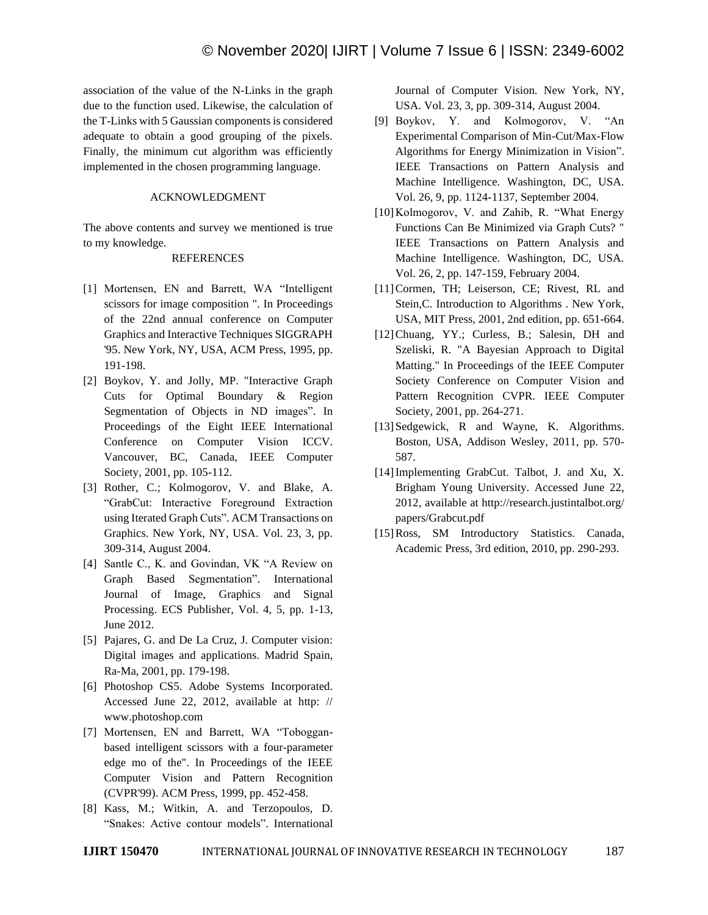association of the value of the N-Links in the graph due to the function used. Likewise, the calculation of the T-Links with 5 Gaussian components is considered adequate to obtain a good grouping of the pixels. Finally, the minimum cut algorithm was efficiently implemented in the chosen programming language.

## ACKNOWLEDGMENT

The above contents and survey we mentioned is true to my knowledge.

## REFERENCES

[1] Mortensen, EN and Barrett, WA "Intelligent scissors for image composition ". In Proceedings of the 22nd annual conference on Computer Graphics and Interactive Techniques SIGGRAPH '95. New York, NY, USA, ACM Press, 1995, pp. 191-198.

[2] Boykov, Y. and Jolly, MP. "Interactive Graph Cuts for Optimal Boundary & Region Segmentation of Objects in ND images". In Proceedings of the Eight IEEE International Conference on Computer Vision ICCV. Vancouver, BC, Canada, IEEE Computer Society, 2001, pp. 105-112.

[3] Rother, C.; Kolmogorov, V. and Blake, A. "GrabCut: Interactive Foreground Extraction using Iterated Graph Cuts". ACM Transactions on Graphics. New York, NY, USA. Vol. 23, 3, pp. 309-314, August 2004.

[4] Santle C., K. and Govindan, VK "A Review on Graph Based Segmentation". International Journal of Image, Graphics and Signal Processing. ECS Publisher, Vol. 4, 5, pp. 1-13, June 2012.

[5] Pajares, G. and De La Cruz, J. Computer vision: Digital images and applications. Madrid Spain, Ra-Ma, 2001, pp. 179-198.

[6] Photoshop CS5. Adobe Systems Incorporated. Accessed June 22, 2012, available at http: // www.photoshop.com

[7] Mortensen, EN and Barrett, WA "Toboggan-based intelligent scissors with a four-parameter edge mo of the". In Proceedings of the IEEE Computer Vision and Pattern Recognition (CVPR'99). ACM Press, 1999, pp. 452-458.

[8] Kass, M.; Witkin, A. and Terzopoulos, D. "Snakes: Active contour models". International Journal of Computer Vision. New York, NY, USA. Vol. 23, 3, pp. 309-314, August 2004.

[9] Boykov, Y. and Kolmogorov, V. "An Experimental Comparison of Min-Cut/Max-Flow Algorithms for Energy Minimization in Vision". IEEE Transactions on Pattern Analysis and Machine Intelligence. Washington, DC, USA. Vol. 26, 9, pp. 1124-1137, September 2004.

[10] Kolmogorov, V. and Zahib, R. "What Energy Functions Can Be Minimized via Graph Cuts? " IEEE Transactions on Pattern Analysis and Machine Intelligence. Washington, DC, USA. Vol. 26, 2, pp. 147-159, February 2004.

[11] Cormen, TH; Leiserson, CE; Rivest, RL and Stein,C. Introduction to Algorithms . New York, USA, MIT Press, 2001, 2nd edition, pp. 651-664.

[12] Chuang, YY.; Curless, B.; Salesin, DH and Szeliski, R. "A Bayesian Approach to Digital Matting." In Proceedings of the IEEE Computer Society Conference on Computer Vision and Pattern Recognition CVPR. IEEE Computer Society, 2001, pp. 264-271.

[13] Sedgewick, R and Wayne, K. Algorithms. Boston, USA, Addison Wesley, 2011, pp. 570-587.

[14] Implementing GrabCut. Talbot, J. and Xu, X. Brigham Young University. Accessed June 22, 2012, available at http://research.justintalbot.org/papers/Grabcut.pdf

[15] Ross, SM Introductory Statistics. Canada, Academic Press, 3rd edition, 2010, pp. 290-293.